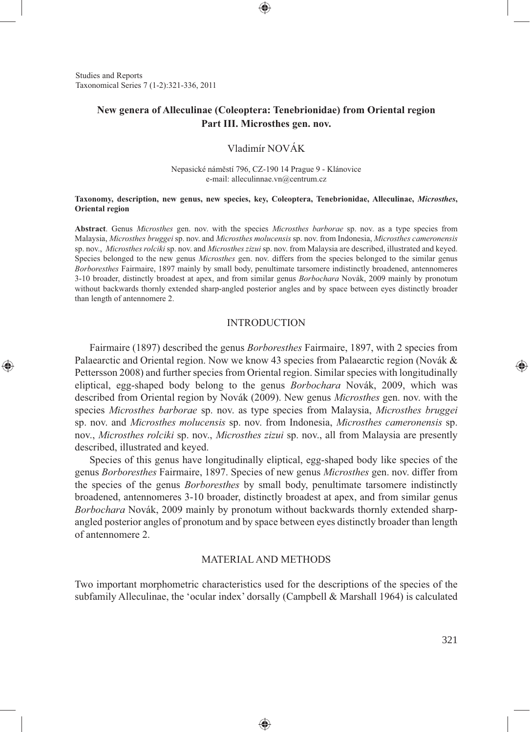# New genera of Alleculinae (Coleoptera: Tenebrionidae) from Oriental region
## Part III. Microsthes gen. nov.

Vladimír NOVÁK

Nepasické náměstí 796, CZ-190 14 Prague 9 - Klánovice
e-mail: alleculinnae.vn@centrum.cz

**Taxonomy, description, new genus, new species, key, Coleoptera, Tenebrionidae, Alleculinae, *Microsthes*, Oriental region**

**Abstract**. Genus *Microsthes* gen. nov. with the species *Microsthes barborae* sp. nov. as a type species from Malaysia, *Microsthes bruggei* sp. nov. and *Microsthes molucensis* sp. nov. from Indonesia, *Microsthes cameronensis* sp. nov., *Microsthes rolciki* sp. nov. and *Microsthes zizui* sp. nov. from Malaysia are described, illustrated and keyed. Species belonged to the new genus *Microsthes* gen. nov. differs from the species belonged to the similar genus *Borboresthes* Fairmaire, 1897 mainly by small body, penultimate tarsomere indistinctly broadened, antennomeres 3-10 broader, distinctly broadest at apex, and from similar genus *Borbochara* Novák, 2009 mainly by pronotum without backwards thornly extended sharp-angled posterior angles and by space between eyes distinctly broader than length of antennomere 2.

## INTRODUCTION

Fairmaire (1897) described the genus *Borboresthes* Fairmaire, 1897, with 2 species from Palaearctic and Oriental region. Now we know 43 species from Palaearctic region (Novák & Pettersson 2008) and further species from Oriental region. Similar species with longitudinally eliptical, egg-shaped body belong to the genus *Borbochara* Novák, 2009, which was described from Oriental region by Novák (2009). New genus *Microsthes* gen. nov. with the species *Microsthes barborae* sp. nov. as type species from Malaysia, *Microsthes bruggei* sp. nov. and *Microsthes molucensis* sp. nov. from Indonesia, *Microsthes cameronensis* sp. nov., *Microsthes rolciki* sp. nov., *Microsthes zizui* sp. nov., all from Malaysia are presently described, illustrated and keyed.

Species of this genus have longitudinally eliptical, egg-shaped body like species of the genus *Borboresthes* Fairmaire, 1897. Species of new genus *Microsthes* gen. nov. differ from the species of the genus *Borboresthes* by small body, penultimate tarsomere indistinctly broadened, antennomeres 3-10 broader, distinctly broadest at apex, and from similar genus *Borbochara* Novák, 2009 mainly by pronotum without backwards thornly extended sharp-angled posterior angles of pronotum and by space between eyes distinctly broader than length of antennomere 2.

## MATERIAL AND METHODS

Two important morphometric characteristics used for the descriptions of the species of the subfamily Alleculinae, the 'ocular index' dorsally (Campbell & Marshall 1964) is calculated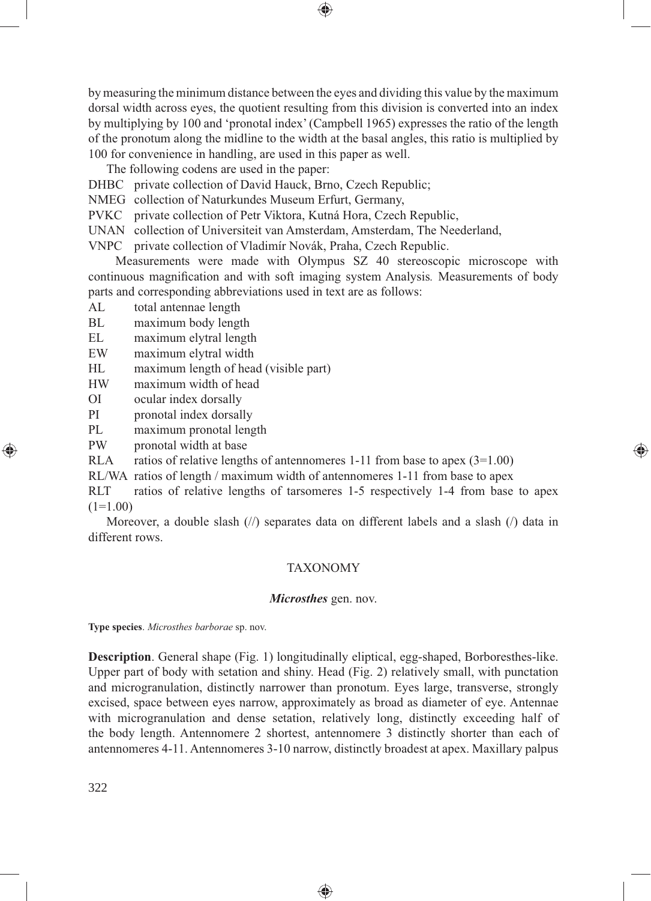by measuring the minimum distance between the eyes and dividing this value by the maximum dorsal width across eyes, the quotient resulting from this division is converted into an index by multiplying by 100 and 'pronotal index' (Campbell 1965) expresses the ratio of the length of the pronotum along the midline to the width at the basal angles, this ratio is multiplied by 100 for convenience in handling, are used in this paper as well.

The following codens are used in the paper:

DHBC private collection of David Hauck, Brno, Czech Republic;
NMEG collection of Naturkundes Museum Erfurt, Germany,
PVKC private collection of Petr Viktora, Kutná Hora, Czech Republic,
UNAN collection of Universiteit van Amsterdam, Amsterdam, The Neederland,
VNPC private collection of Vladimír Novák, Praha, Czech Republic.

Measurements were made with Olympus SZ 40 stereoscopic microscope with continuous magnification and with soft imaging system Analysis*.* Measurements of body parts and corresponding abbreviations used in text are as follows:

AL total antennae length
BL maximum body length
EL maximum elytral length
EW maximum elytral width
HL maximum length of head (visible part)
HW maximum width of head
OI ocular index dorsally
PI pronotal index dorsally
PL maximum pronotal length
PW pronotal width at base
RLA ratios of relative lengths of antennomeres 1-11 from base to apex (3=1.00)
RL/WA ratios of length / maximum width of antennomeres 1-11 from base to apex
RLT ratios of relative lengths of tarsomeres 1-5 respectively 1-4 from base to apex (1=1.00)

Moreover, a double slash (//) separates data on different labels and a slash (/) data in different rows.

## TAXONOMY

### ***Microsthes*** gen. nov.

**Type species**. *Microsthes barborae* sp. nov.

**Description**. General shape (Fig. 1) longitudinally eliptical, egg-shaped, Borboresthes-like. Upper part of body with setation and shiny. Head (Fig. 2) relatively small, with punctation and micrgranulation, distinctly narrower than pronotum. Eyes large, transverse, strongly excised, space between eyes narrow, approximately as broad as diameter of eye. Antennae with microgranulation and dense setation, relatively long, distinctly exceeding half of the body length. Antennomere 2 shortest, antennomere 3 distinctly shorter than each of antennomeres 4-11. Antennomeres 3-10 narrow, distinctly broadest at apex. Maxillary palpus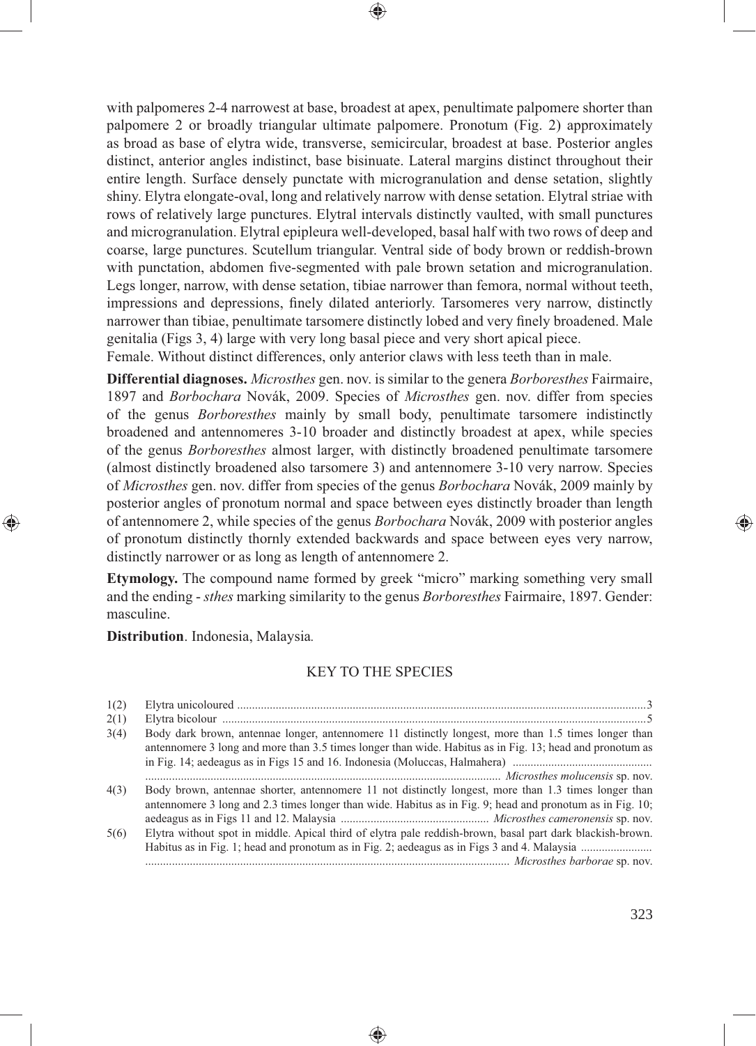with palpomeres 2-4 narrowest at base, broadest at apex, penultimate palpomere shorter than palpomere 2 or broadly triangular ultimate palpomere. Pronotum (Fig. 2) approximately as broad as base of elytra wide, transverse, semicircular, broadest at base. Posterior angles distinct, anterior angles indistinct, base bisinuate. Lateral margins distinct throughout their entire length. Surface densely punctate with microgranulation and dense setation, slightly shiny. Elytra elongate-oval, long and relatively narrow with dense setation. Elytral striae with rows of relatively large punctures. Elytral intervals distinctly vaulted, with small punctures and microgranulation. Elytral epipleura well-developed, basal half with two rows of deep and coarse, large punctures. Scutellum triangular. Ventral side of body brown or reddish-brown with punctation, abdomen five-segmented with pale brown setation and microgranulation. Legs longer, narrow, with dense setation, tibiae narrower than femora, normal without teeth, impressions and depressions, finely dilated anteriorly. Tarsomeres very narrow, distinctly narrower than tibiae, penultimate tarsomere distinctly lobed and very finely broadened. Male genitalia (Figs 3, 4) large with very long basal piece and very short apical piece.

Female. Without distinct differences, only anterior claws with less teeth than in male.

**Differential diagnoses.** *Microsthes* gen. nov. is similar to the genera *Borboresthes* Fairmaire, 1897 and *Borbochara* Novák, 2009. Species of *Microsthes* gen. nov. differ from species of the genus *Borboresthes* mainly by small body, penultimate tarsomere indistinctly broadened and antennomeres 3-10 broader and distinctly broadest at apex, while species of the genus *Borboresthes* almost larger, with distinctly broadened penultimate tarsomere (almost distinctly broadened also tarsomere 3) and antennomere 3-10 very narrow. Species of *Microsthes* gen. nov. differ from species of the genus *Borbochara* Novák, 2009 mainly by posterior angles of pronotum normal and space between eyes distinctly broader than length of antennomere 2, while species of the genus *Borbochara* Novák, 2009 with posterior angles of pronotum distinctly thornly extended backwards and space between eyes very narrow, distinctly narrower or as long as length of antennomere 2.

**Etymology.** The compound name formed by greek "micro" marking something very small and the ending - *sthes* marking similarity to the genus *Borboresthes* Fairmaire, 1897. Gender: masculine.

**Distribution**. Indonesia, Malaysia.

## KEY TO THE SPECIES

1(2) Elytra unicoloured ........................................................................................................................................3

2(1) Elytra bicolour ...........................................................................................................................................5

3(4) Body dark brown, antennae longer, antennomere 11 distinctly longest, more than 1.5 times longer than antennomere 3 long and more than 3.5 times longer than wide. Habitus as in Fig. 13; head and pronotum as in Fig. 14; aedeagus as in Figs 15 and 16. Indonesia (Moluccas, Halmahera) ............................................... ........................................................................................................................ *Microsthes molucensis* sp. nov.

4(3) Body brown, antennae shorter, antennomere 11 not distinctly longest, more than 1.3 times longer than antennomere 3 long and 2.3 times longer than wide. Habitus as in Fig. 9; head and pronotum as in Fig. 10; aedeagus as in Figs 11 and 12. Malaysia ................................................. *Microsthes cameronensis* sp. nov.

5(6) Elytra without spot in middle. Apical third of elytra pale reddish-brown, basal part dark blackish-brown. Habitus as in Fig. 1; head and pronotum as in Fig. 2; aedeagus as in Figs 3 and 4. Malaysia ........................ ......................................................................................................................... *Microsthes barborae* sp. nov.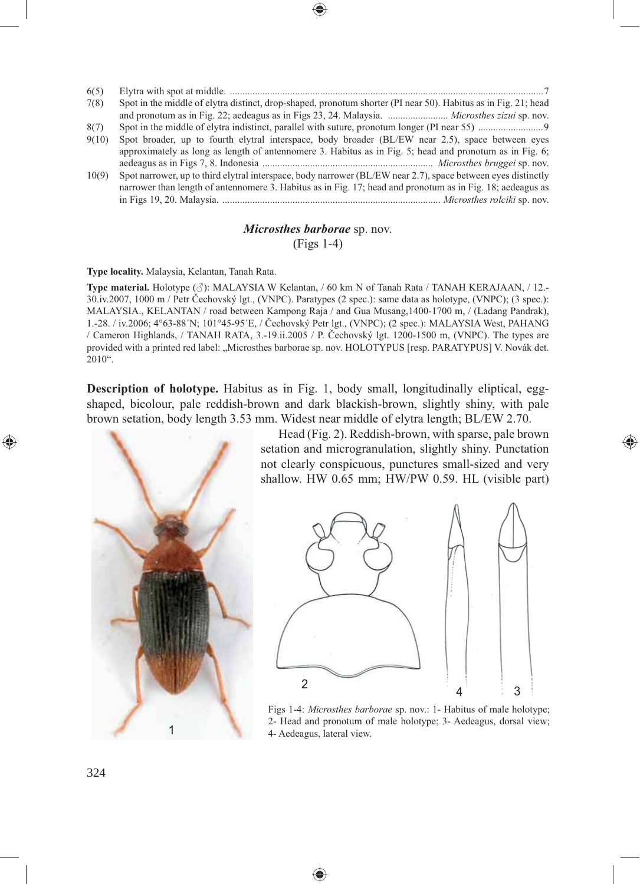6(5) Elytra with spot at middle. ...........................................................................................................................7

7(8) Spot in the middle of elytra distinct, drop-shaped, pronotum shorter (PI near 50). Habitus as in Fig. 21; head and pronotum as in Fig. 22; aedeagus as in Figs 23, 24. Malaysia. ........................ *Microsthes zizui* sp. nov.

8(7) Spot in the middle of elytra indistinct, parallel with suture, pronotum longer (PI near 55) ..........................9

9(10) Spot broader, up to fourth elytral interspace, body broader (BL/EW near 2.5), space between eyes approximately as long as length of antennomere 3. Habitus as in Fig. 5; head and pronotum as in Fig. 6; aedeagus as in Figs 7, 8. Indonesia ................................................................... *Microsthes bruggei* sp. nov.

10(9) Spot narrower, up to third elytral interspace, body narrower (BL/EW near 2.7), space between eyes distinctly narrower than length of antennomere 3. Habitus as in Fig. 17; head and pronotum as in Fig. 18; aedeagus as in Figs 19, 20. Malaysia. ....................................................................................... *Microsthes rolciki* sp. nov.

## ***Microsthes barborae*** sp. nov.
(Figs 1-4)

**Type locality.** Malaysia, Kelantan, Tanah Rata.

**Type material.** Holotype (♂): MALAYSIA W Kelantan, / 60 km N of Tanah Rata / TANAH KERAJAAN, / 12.-30.iv.2007, 1000 m / Petr Čechovský lgt., (VNPC). Paratypes (2 spec.): same data as holotype, (VNPC); (3 spec.): MALAYSIA., KELANTAN / road between Kampong Raja / and Gua Musang,1400-1700 m, / (Ladang Pandrak), 1.-28. / iv.2006; 4°63-88´N; 101°45-95´E, / Čechovský Petr lgt., (VNPC); (2 spec.): MALAYSIA West, PAHANG / Cameron Highlands, / TANAH RATA, 3.-19.ii.2005 / P. Čechovský lgt. 1200-1500 m, (VNPC). The types are provided with a printed red label: „Microsthes barborae sp. nov. HOLOTYPUS [resp. PARATYPUS] V. Novák det. 2010".

**Description of holotype.** Habitus as in Fig. 1, body small, longitudinally eliptical, egg-shaped, bicolour, pale reddish-brown and dark blackish-brown, slightly shiny, with pale brown setation, body length 3.53 mm. Widest near middle of elytra length; BL/EW 2.70.

Head (Fig. 2). Reddish-brown, with sparse, pale brown setation and microgranulation, slightly shiny. Punctation not clearly conspicuous, punctures small-sized and very shallow. HW 0.65 mm; HW/PW 0.59. HL (visible part)

Figs 1-4: *Microsthes barborae* sp. nov.: 1- Habitus of male holotype; 2- Head and pronotum of male holotype; 3- Aedeagus, dorsal view; 4- Aedeagus, lateral view.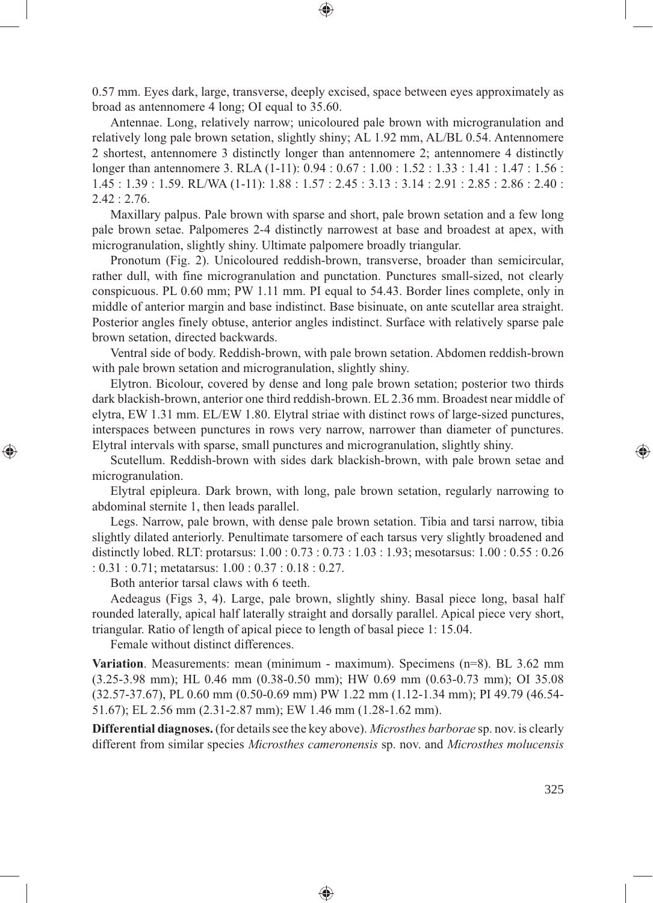0.57 mm. Eyes dark, large, transverse, deeply excised, space between eyes approximately as broad as antennomere 4 long; OI equal to 35.60.

Antennae. Long, relatively narrow; unicoloured pale brown with microgranulation and relatively long pale brown setation, slightly shiny; AL 1.92 mm, AL/BL 0.54. Antennomere 2 shortest, antennomere 3 distinctly longer than antennomere 2; antennomere 4 distinctly longer than antennomere 3. RLA (1-11): 0.94 : 0.67 : 1.00 : 1.52 : 1.33 : 1.41 : 1.47 : 1.56 : 1.45 : 1.39 : 1.59. RL/WA (1-11): 1.88 : 1.57 : 2.45 : 3.13 : 3.14 : 2.91 : 2.85 : 2.86 : 2.40 : 2.42 : 2.76.

Maxillary palpus. Pale brown with sparse and short, pale brown setation and a few long pale brown setae. Palpomeres 2-4 distinctly narrowest at base and broadest at apex, with microgranulation, slightly shiny. Ultimate palpomere broadly triangular.

Pronotum (Fig. 2). Unicoloured reddish-brown, transverse, broader than semicircular, rather dull, with fine microgranulation and punctation. Punctures small-sized, not clearly conspicuous. PL 0.60 mm; PW 1.11 mm. PI equal to 54.43. Border lines complete, only in middle of anterior margin and base indistinct. Base bisinuate, on ante scutellar area straight. Posterior angles finely obtuse, anterior angles indistinct. Surface with relatively sparse pale brown setation, directed backwards.

Ventral side of body. Reddish-brown, with pale brown setation. Abdomen reddish-brown with pale brown setation and microgranulation, slightly shiny.

Elytron. Bicolour, covered by dense and long pale brown setation; posterior two thirds dark blackish-brown, anterior one third reddish-brown. EL 2.36 mm. Broadest near middle of elytra, EW 1.31 mm. EL/EW 1.80. Elytral striae with distinct rows of large-sized punctures, interspaces between punctures in rows very narrow, narrower than diameter of punctures. Elytral intervals with sparse, small punctures and microgranulation, slightly shiny.

Scutellum. Reddish-brown with sides dark blackish-brown, with pale brown setae and microgranulation.

Elytral epipleura. Dark brown, with long, pale brown setation, regularly narrowing to abdominal sternite 1, then leads parallel.

Legs. Narrow, pale brown, with dense pale brown setation. Tibia and tarsi narrow, tibia slightly dilated anteriorly. Penultimate tarsomere of each tarsus very slightly broadened and distinctly lobed. RLT: protarsus: 1.00 : 0.73 : 0.73 : 1.03 : 1.93; mesotarsus: 1.00 : 0.55 : 0.26 : 0.31 : 0.71; metatarsus: 1.00 : 0.37 : 0.18 : 0.27.

Both anterior tarsal claws with 6 teeth.

Aedeagus (Figs 3, 4). Large, pale brown, slightly shiny. Basal piece long, basal half rounded laterally, apical half laterally straight and dorsally parallel. Apical piece very short, triangular. Ratio of length of apical piece to length of basal piece 1: 15.04.

Female without distinct differences.

**Variation**. Measurements: mean (minimum - maximum). Specimens (n=8). BL 3.62 mm (3.25-3.98 mm); HL 0.46 mm (0.38-0.50 mm); HW 0.69 mm (0.63-0.73 mm); OI 35.08 (32.57-37.67), PL 0.60 mm (0.50-0.69 mm) PW 1.22 mm (1.12-1.34 mm); PI 49.79 (46.54-51.67); EL 2.56 mm (2.31-2.87 mm); EW 1.46 mm (1.28-1.62 mm).

**Differential diagnoses.** (for details see the key above). *Microsthes barborae* sp. nov. is clearly different from similar species *Microsthes cameronensis* sp. nov. and *Microsthes molucensis*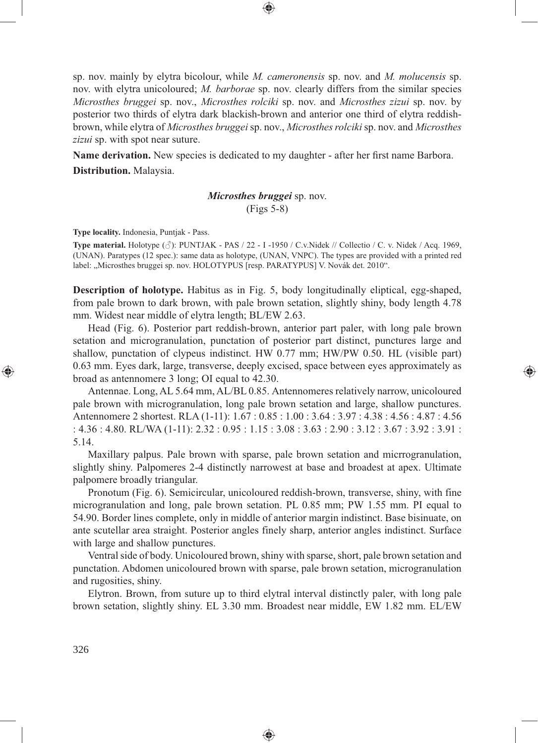sp. nov. mainly by elytra bicolour, while *M. cameronensis* sp. nov. and *M. molucensis* sp. nov. with elytra unicoloured; *M. barborae* sp. nov. clearly differs from the similar species *Microsthes bruggei* sp. nov., *Microsthes rolciki* sp. nov. and *Microsthes zizui* sp. nov. by posterior two thirds of elytra dark blackish-brown and anterior one third of elytra reddish-brown, while elytra of *Microsthes bruggei* sp. nov., *Microsthes rolciki* sp. nov. and *Microsthes zizui* sp. with spot near suture.

**Name derivation.** New species is dedicated to my daughter - after her first name Barbora.

**Distribution.** Malaysia.

### *Microsthes bruggei* sp. nov.
(Figs 5-8)

**Type locality.** Indonesia, Puntjak - Pass.

**Type material.** Holotype (♂): PUNTJAK - PAS / 22 - I -1950 / C.v.Nidek // Collectio / C. v. Nidek / Acq. 1969, (UNAN). Paratypes (12 spec.): same data as holotype, (UNAN, VNPC). The types are provided with a printed red label: „Microsthes bruggei sp. nov. HOLOTYPUS [resp. PARATYPUS] V. Novák det. 2010".

**Description of holotype.** Habitus as in Fig. 5, body longitudinally eliptical, egg-shaped, from pale brown to dark brown, with pale brown setation, slightly shiny, body length 4.78 mm. Widest near middle of elytra length; BL/EW 2.63.

Head (Fig. 6). Posterior part reddish-brown, anterior part paler, with long pale brown setation and microgranulation, punctation of posterior part distinct, punctures large and shallow, punctation of clypeus indistinct. HW 0.77 mm; HW/PW 0.50. HL (visible part) 0.63 mm. Eyes dark, large, transverse, deeply excised, space between eyes approximately as broad as antennomere 3 long; OI equal to 42.30.

Antennae. Long, AL 5.64 mm, AL/BL 0.85. Antennomeres relatively narrow, unicoloured pale brown with microgranulation, long pale brown setation and large, shallow punctures. Antennomere 2 shortest. RLA (1-11): 1.67 : 0.85 : 1.00 : 3.64 : 3.97 : 4.38 : 4.56 : 4.87 : 4.56 : 4.36 : 4.80. RL/WA (1-11): 2.32 : 0.95 : 1.15 : 3.08 : 3.63 : 2.90 : 3.12 : 3.67 : 3.92 : 3.91 : 5.14.

Maxillary palpus. Pale brown with sparse, pale brown setation and micrrogranulation, slightly shiny. Palpomeres 2-4 distinctly narrowest at base and broadest at apex. Ultimate palpomere broadly triangular.

Pronotum (Fig. 6). Semicircular, unicoloured reddish-brown, transverse, shiny, with fine microgranulation and long, pale brown setation. PL 0.85 mm; PW 1.55 mm. PI equal to 54.90. Border lines complete, only in middle of anterior margin indistinct. Base bisinuate, on ante scutellar area straight. Posterior angles finely sharp, anterior angles indistinct. Surface with large and shallow punctures.

Ventral side of body. Unicoloured brown, shiny with sparse, short, pale brown setation and punctation. Abdomen unicoloured brown with sparse, pale brown setation, microgranulation and rugosities, shiny.

Elytron. Brown, from suture up to third elytral interval distinctly paler, with long pale brown setation, slightly shiny. EL 3.30 mm. Broadest near middle, EW 1.82 mm. EL/EW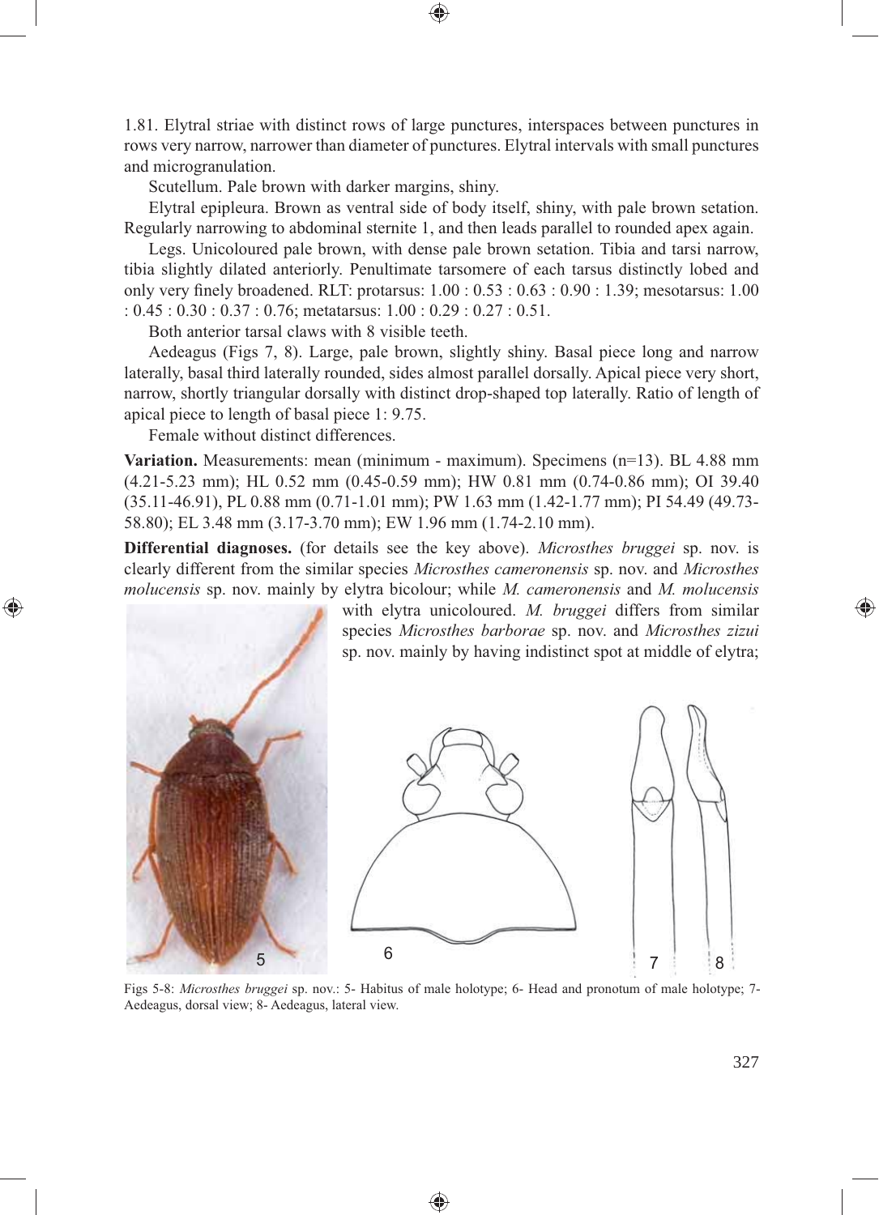1.81. Elytral striae with distinct rows of large punctures, interspaces between punctures in rows very narrow, narrower than diameter of punctures. Elytral intervals with small punctures and microgranulation.

Scutellum. Pale brown with darker margins, shiny.

Elytral epipleura. Brown as ventral side of body itself, shiny, with pale brown setation. Regularly narrowing to abdominal sternite 1, and then leads parallel to rounded apex again.

Legs. Unicoloured pale brown, with dense pale brown setation. Tibia and tarsi narrow, tibia slightly dilated anteriorly. Penultimate tarsomere of each tarsus distinctly lobed and only very finely broadened. RLT: protarsus: 1.00 : 0.53 : 0.63 : 0.90 : 1.39; mesotarsus: 1.00 : 0.45 : 0.30 : 0.37 : 0.76; metatarsus: 1.00 : 0.29 : 0.27 : 0.51.

Both anterior tarsal claws with 8 visible teeth.

Aedeagus (Figs 7, 8). Large, pale brown, slightly shiny. Basal piece long and narrow laterally, basal third laterally rounded, sides almost parallel dorsally. Apical piece very short, narrow, shortly triangular dorsally with distinct drop-shaped top laterally. Ratio of length of apical piece to length of basal piece 1: 9.75.

Female without distinct differences.

**Variation.** Measurements: mean (minimum - maximum). Specimens (n=13). BL 4.88 mm (4.21-5.23 mm); HL 0.52 mm (0.45-0.59 mm); HW 0.81 mm (0.74-0.86 mm); OI 39.40 (35.11-46.91), PL 0.88 mm (0.71-1.01 mm); PW 1.63 mm (1.42-1.77 mm); PI 54.49 (49.73-58.80); EL 3.48 mm (3.17-3.70 mm); EW 1.96 mm (1.74-2.10 mm).

**Differential diagnoses.** (for details see the key above). *Microsthes bruggei* sp. nov. is clearly different from the similar species *Microsthes cameronensis* sp. nov. and *Microsthes molucensis* sp. nov. mainly by elytra bicolour; while *M. cameronensis* and *M. molucensis* with elytra unicoloured. *M. bruggei* differs from similar species *Microsthes barborae* sp. nov. and *Microsthes zizui* sp. nov. mainly by having indistinct spot at middle of elytra;

Figs 5-8: *Microsthes bruggei* sp. nov.: 5- Habitus of male holotype; 6- Head and pronotum of male holotype; 7- Aedeagus, dorsal view; 8- Aedeagus, lateral view.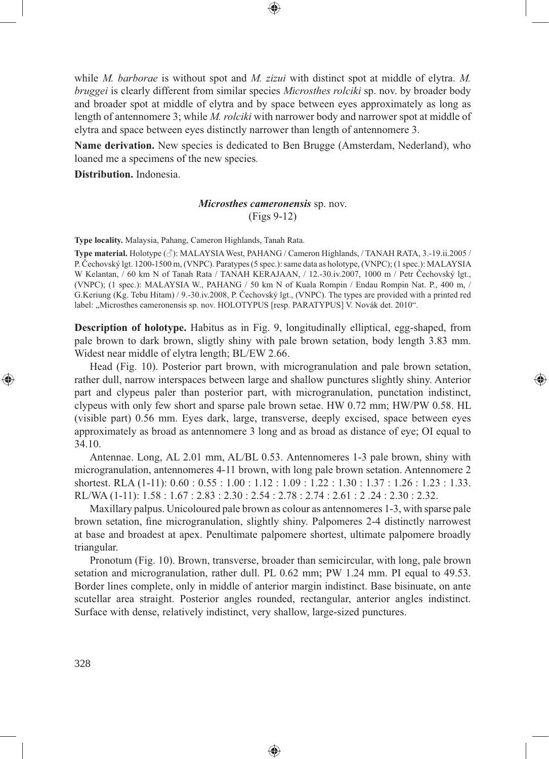while *M. barborae* is without spot and *M. zizui* with distinct spot at middle of elytra. *M. bruggei* is clearly different from similar species *Microsthes rolciki* sp. nov. by broader body and broader spot at middle of elytra and by space between eyes approximately as long as length of antennomere 3; while *M. rolciki* with narrower body and narrower spot at middle of elytra and space between eyes distinctly narrower than length of antennomere 3.

**Name derivation.** New species is dedicated to Ben Brugge (Amsterdam, Nederland), who loaned me a specimens of the new species.

**Distribution.** Indonesia.

### *Microsthes cameronensis* sp. nov.
(Figs 9-12)

**Type locality.** Malaysia, Pahang, Cameron Highlands, Tanah Rata.

**Type material.** Holotype (♂): MALAYSIA West, PAHANG / Cameron Highlands, / TANAH RATA, 3.-19.ii.2005 / P. Čechovský lgt. 1200-1500 m, (VNPC). Paratypes (5 spec.): same data as holotype, (VNPC); (1 spec.): MALAYSIA W Kelantan, / 60 km N of Tanah Rata / TANAH KERAJAAN, / 12.-30.iv.2007, 1000 m / Petr Čechovský lgt., (VNPC); (1 spec.): MALAYSIA W., PAHANG / 50 km N of Kuala Rompin / Endau Rompin Nat. P., 400 m, / G.Keriung (Kg. Tebu Hitam) / 9.-30.iv.2008, P. Čechovský lgt., (VNPC). The types are provided with a printed red label: „Microsthes cameronensis sp. nov. HOLOTYPUS [resp. PARATYPUS] V. Novák det. 2010".

**Description of holotype.** Habitus as in Fig. 9, longitudinally elliptical, egg-shaped, from pale brown to dark brown, sligtly shiny with pale brown setation, body length 3.83 mm. Widest near middle of elytra length; BL/EW 2.66.

Head (Fig. 10). Posterior part brown, with microgranulation and pale brown setation, rather dull, narrow interspaces between large and shallow punctures slightly shiny. Anterior part and clypeus paler than posterior part, with microgranulation, punctation indistinct, clypeus with only few short and sparse pale brown setae. HW 0.72 mm; HW/PW 0.58. HL (visible part) 0.56 mm. Eyes dark, large, transverse, deeply excised, space between eyes approximately as broad as antennomere 3 long and as broad as distance of eye; OI equal to 34.10.

Antennae. Long, AL 2.01 mm, AL/BL 0.53. Antennomeres 1-3 pale brown, shiny with microgranulation, antennomeres 4-11 brown, with long pale brown setation. Antennomere 2 shortest. RLA (1-11): 0.60 : 0.55 : 1.00 : 1.12 : 1.09 : 1.22 : 1.30 : 1.37 : 1.26 : 1.23 : 1.33. RL/WA (1-11): 1.58 : 1.67 : 2.83 : 2.30 : 2.54 : 2.78 : 2.74 : 2.61 : 2 .24 : 2.30 : 2.32.

Maxillary palpus. Unicoloured pale brown as colour as antennomeres 1-3, with sparse pale brown setation, fine microgranulation, slightly shiny. Palpomeres 2-4 distinctly narrowest at base and broadest at apex. Penultimate palpomere shortest, ultimate palpomere broadly triangular.

Pronotum (Fig. 10). Brown, transverse, broader than semicircular, with long, pale brown setation and microgranulation, rather dull. PL 0.62 mm; PW 1.24 mm. PI equal to 49.53. Border lines complete, only in middle of anterior margin indistinct. Base bisinuate, on ante scutellar area straight. Posterior angles rounded, rectangular, anterior angles indistinct. Surface with dense, relatively indistinct, very shallow, large-sized punctures.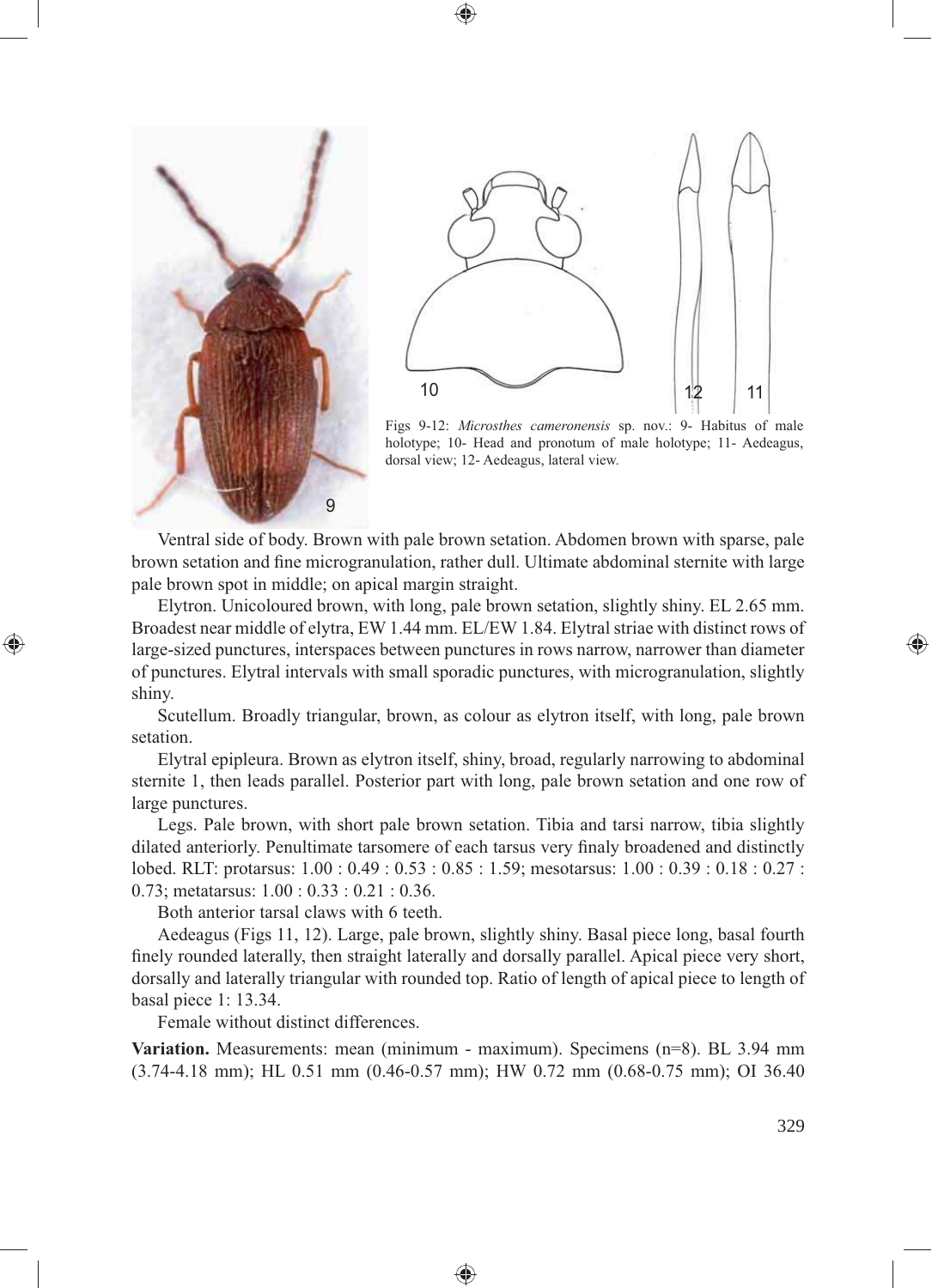Figs 9-12: *Microsthes cameronensis* sp. nov.: 9- Habitus of male holotype; 10- Head and pronotum of male holotype; 11- Aedeagus, dorsal view; 12- Aedeagus, lateral view.

Ventral side of body. Brown with pale brown setation. Abdomen brown with sparse, pale brown setation and fine microgranulation, rather dull. Ultimate abdominal sternite with large pale brown spot in middle; on apical margin straight.

Elytron. Unicoloured brown, with long, pale brown setation, slightly shiny. EL 2.65 mm. Broadest near middle of elytra, EW 1.44 mm. EL/EW 1.84. Elytral striae with distinct rows of large-sized punctures, interspaces between punctures in rows narrow, narrower than diameter of punctures. Elytral intervals with small sporadic punctures, with microgranulation, slightly shiny.

Scutellum. Broadly triangular, brown, as colour as elytron itself, with long, pale brown setation.

Elytral epipleura. Brown as elytron itself, shiny, broad, regularly narrowing to abdominal sternite 1, then leads parallel. Posterior part with long, pale brown setation and one row of large punctures.

Legs. Pale brown, with short pale brown setation. Tibia and tarsi narrow, tibia slightly dilated anteriorly. Penultimate tarsomere of each tarsus very finaly broadened and distinctly lobed. RLT: protarsus: 1.00 : 0.49 : 0.53 : 0.85 : 1.59; mesotarsus: 1.00 : 0.39 : 0.18 : 0.27 : 0.73; metatarsus: 1.00 : 0.33 : 0.21 : 0.36.

Both anterior tarsal claws with 6 teeth.

Aedeagus (Figs 11, 12). Large, pale brown, slightly shiny. Basal piece long, basal fourth finely rounded laterally, then straight laterally and dorsally parallel. Apical piece very short, dorsally and laterally triangular with rounded top. Ratio of length of apical piece to length of basal piece 1: 13.34.

Female without distinct differences.

**Variation.** Measurements: mean (minimum - maximum). Specimens (n=8). BL 3.94 mm (3.74-4.18 mm); HL 0.51 mm (0.46-0.57 mm); HW 0.72 mm (0.68-0.75 mm); OI 36.40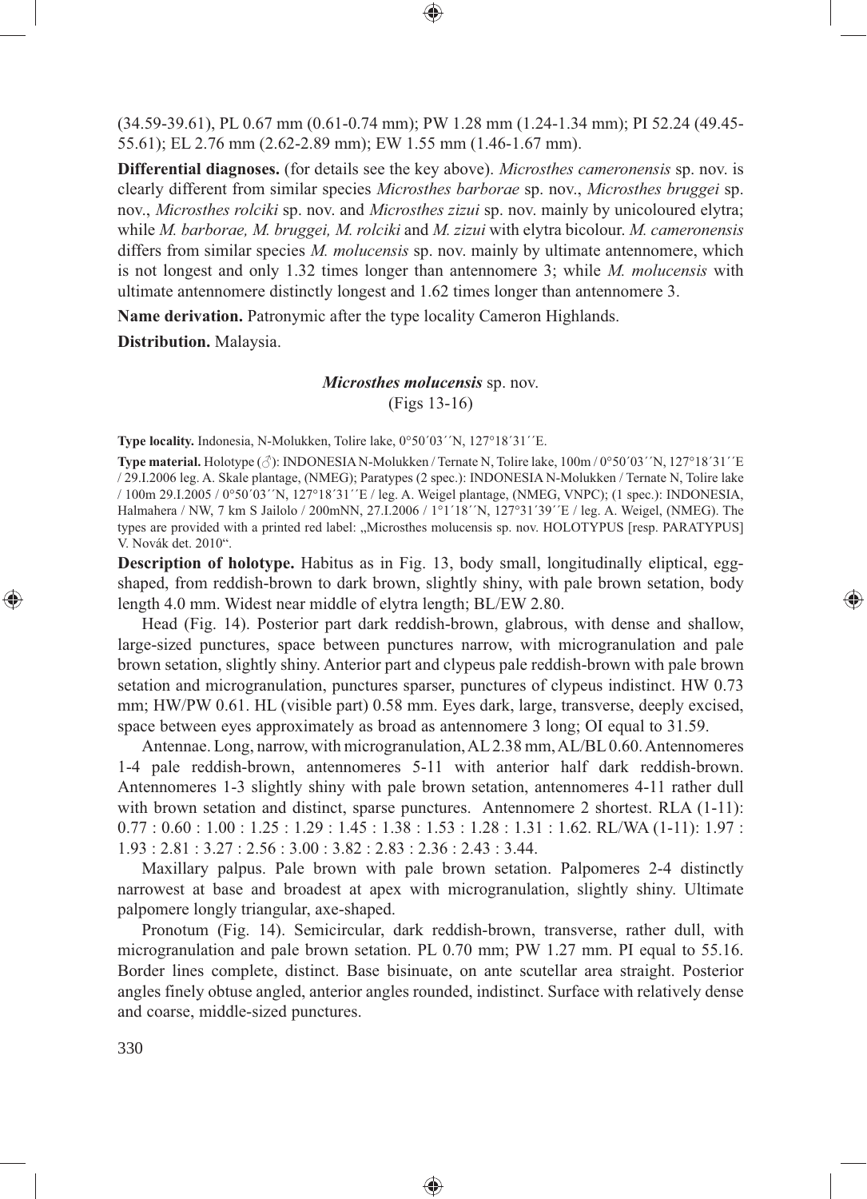(34.59-39.61), PL 0.67 mm (0.61-0.74 mm); PW 1.28 mm (1.24-1.34 mm); PI 52.24 (49.45-55.61); EL 2.76 mm (2.62-2.89 mm); EW 1.55 mm (1.46-1.67 mm).

**Differential diagnoses.** (for details see the key above). *Microsthes cameronensis* sp. nov. is clearly different from similar species *Microsthes barborae* sp. nov., *Microsthes bruggei* sp. nov., *Microsthes rolciki* sp. nov. and *Microsthes zizui* sp. nov. mainly by unicoloured elytra; while *M. barborae, M. bruggei, M. rolciki* and *M. zizui* with elytra bicolour. *M. cameronensis* differs from similar species *M. molucensis* sp. nov. mainly by ultimate antennomere, which is not longest and only 1.32 times longer than antennomere 3; while *M. molucensis* with ultimate antennomere distinctly longest and 1.62 times longer than antennomere 3.

**Name derivation.** Patronymic after the type locality Cameron Highlands.

**Distribution.** Malaysia.

### *Microsthes molucensis* sp. nov.
(Figs 13-16)

**Type locality.** Indonesia, N-Molukken, Tolire lake, 0°50´03´´N, 127°18´31´´E.

**Type material.** Holotype (♂): INDONESIA N-Molukken / Ternate N, Tolire lake, 100m / 0°50´03´´N, 127°18´31´´E / 29.I.2006 leg. A. Skale plantage, (NMEG); Paratypes (2 spec.): INDONESIA N-Molukken / Ternate N, Tolire lake / 100m 29.I.2005 / 0°50´03´´N, 127°18´31´´E / leg. A. Weigel plantage, (NMEG, VNPC); (1 spec.): INDONESIA, Halmahera / NW, 7 km S Jailolo / 200mNN, 27.I.2006 / 1°1´18´´N, 127°31´39´´E / leg. A. Weigel, (NMEG). The types are provided with a printed red label: „Microsthes molucensis sp. nov. HOLOTYPUS [resp. PARATYPUS] V. Novák det. 2010".

**Description of holotype.** Habitus as in Fig. 13, body small, longitudinally eliptical, egg-shaped, from reddish-brown to dark brown, slightly shiny, with pale brown setation, body length 4.0 mm. Widest near middle of elytra length; BL/EW 2.80.

Head (Fig. 14). Posterior part dark reddish-brown, glabrous, with dense and shallow, large-sized punctures, space between punctures narrow, with microgranulation and pale brown setation, slightly shiny. Anterior part and clypeus pale reddish-brown with pale brown setation and microgranulation, punctures sparser, punctures of clypeus indistinct. HW 0.73 mm; HW/PW 0.61. HL (visible part) 0.58 mm. Eyes dark, large, transverse, deeply excised, space between eyes approximately as broad as antennomere 3 long; OI equal to 31.59.

Antennae. Long, narrow, with microgranulation, AL 2.38 mm, AL/BL 0.60. Antennomeres 1-4 pale reddish-brown, antennomeres 5-11 with anterior half dark reddish-brown. Antennomeres 1-3 slightly shiny with pale brown setation, antennomeres 4-11 rather dull with brown setation and distinct, sparse punctures. Antennomere 2 shortest. RLA (1-11): 0.77 : 0.60 : 1.00 : 1.25 : 1.29 : 1.45 : 1.38 : 1.53 : 1.28 : 1.31 : 1.62. RL/WA (1-11): 1.97 : 1.93 : 2.81 : 3.27 : 2.56 : 3.00 : 3.82 : 2.83 : 2.36 : 2.43 : 3.44.

Maxillary palpus. Pale brown with pale brown setation. Palpomeres 2-4 distinctly narrowest at base and broadest at apex with microgranulation, slightly shiny. Ultimate palpomere longly triangular, axe-shaped.

Pronotum (Fig. 14). Semicircular, dark reddish-brown, transverse, rather dull, with microgranulation and pale brown setation. PL 0.70 mm; PW 1.27 mm. PI equal to 55.16. Border lines complete, distinct. Base bisinuate, on ante scutellar area straight. Posterior angles finely obtuse angled, anterior angles rounded, indistinct. Surface with relatively dense and coarse, middle-sized punctures.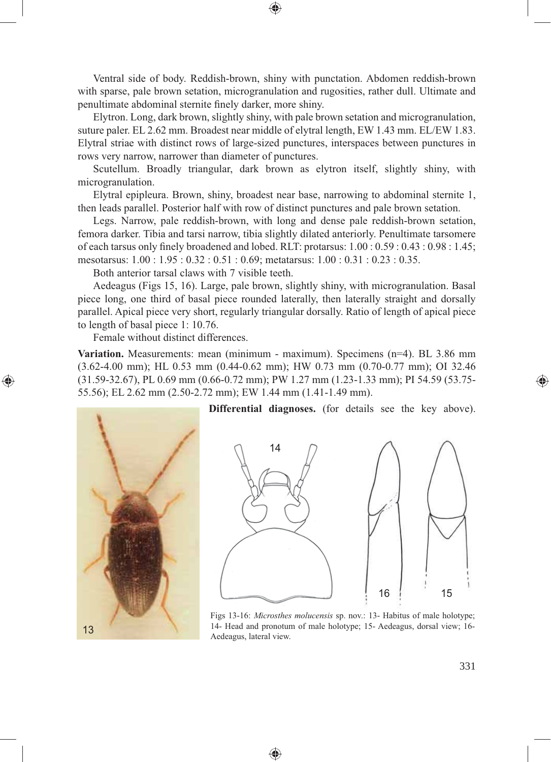Ventral side of body. Reddish-brown, shiny with punctation. Abdomen reddish-brown with sparse, pale brown setation, microgranulation and rugosities, rather dull. Ultimate and penultimate abdominal sternite finely darker, more shiny.

Elytron. Long, dark brown, slightly shiny, with pale brown setation and microgranulation, suture paler. EL 2.62 mm. Broadest near middle of elytral length, EW 1.43 mm. EL/EW 1.83. Elytral striae with distinct rows of large-sized punctures, interspaces between punctures in rows very narrow, narrower than diameter of punctures.

Scutellum. Broadly triangular, dark brown as elytron itself, slightly shiny, with microgranulation.

Elytral epipleura. Brown, shiny, broadest near base, narrowing to abdominal sternite 1, then leads parallel. Posterior half with row of distinct punctures and pale brown setation.

Legs. Narrow, pale reddish-brown, with long and dense pale reddish-brown setation, femora darker. Tibia and tarsi narrow, tibia slightly dilated anteriorly. Penultimate tarsomere of each tarsus only finely broadened and lobed. RLT: protarsus: 1.00 : 0.59 : 0.43 : 0.98 : 1.45; mesotarsus: 1.00 : 1.95 : 0.32 : 0.51 : 0.69; metatarsus: 1.00 : 0.31 : 0.23 : 0.35.

Both anterior tarsal claws with 7 visible teeth.

Aedeagus (Figs 15, 16). Large, pale brown, slightly shiny, with microgranulation. Basal piece long, one third of basal piece rounded laterally, then laterally straight and dorsally parallel. Apical piece very short, regularly triangular dorsally. Ratio of length of apical piece to length of basal piece 1: 10.76.

Female without distinct differences.

**Variation.** Measurements: mean (minimum - maximum). Specimens (n=4). BL 3.86 mm (3.62-4.00 mm); HL 0.53 mm (0.44-0.62 mm); HW 0.73 mm (0.70-0.77 mm); OI 32.46 (31.59-32.67), PL 0.69 mm (0.66-0.72 mm); PW 1.27 mm (1.23-1.33 mm); PI 54.59 (53.75-55.56); EL 2.62 mm (2.50-2.72 mm); EW 1.44 mm (1.41-1.49 mm).

**Differential diagnoses.** (for details see the key above).

Figs 13-16: *Microsthes molucensis* sp. nov.: 13- Habitus of male holotype; 14- Head and pronotum of male holotype; 15- Aedeagus, dorsal view; 16- Aedeagus, lateral view.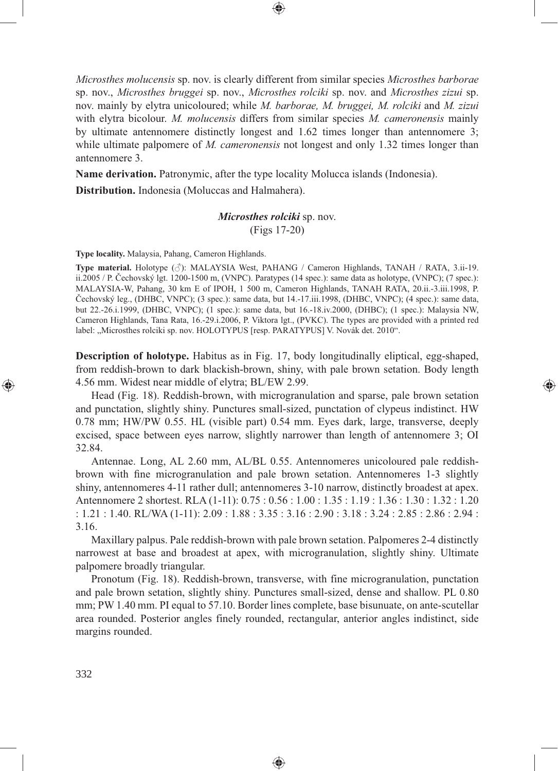*Microsthes molucensis* sp. nov. is clearly different from similar species *Microsthes barborae* sp. nov., *Microsthes bruggei* sp. nov., *Microsthes rolciki* sp. nov. and *Microsthes zizui* sp. nov. mainly by elytra unicoloured; while *M. barborae, M. bruggei, M. rolciki* and *M. zizui* with elytra bicolour. *M. molucensis* differs from similar species *M. cameronensis* mainly by ultimate antennomere distinctly longest and 1.62 times longer than antennomere 3; while ultimate palpomere of *M. cameronensis* not longest and only 1.32 times longer than antennomere 3.

**Name derivation.** Patronymic, after the type locality Molucca islands (Indonesia).

**Distribution.** Indonesia (Moluccas and Halmahera).

### *Microsthes rolciki* sp. nov.

(Figs 17-20)

**Type locality.** Malaysia, Pahang, Cameron Highlands.

**Type material.** Holotype (♂): MALAYSIA West, PAHANG / Cameron Highlands, TANAH / RATA, 3.ii-19. ii.2005 / P. Čechovský lgt. 1200-1500 m, (VNPC). Paratypes (14 spec.): same data as holotype, (VNPC); (7 spec.): MALAYSIA-W, Pahang, 30 km E of IPOH, 1 500 m, Cameron Highlands, TANAH RATA, 20.ii.-3.iii.1998, P. Čechovský leg., (DHBC, VNPC); (3 spec.): same data, but 14.-17.iii.1998, (DHBC, VNPC); (4 spec.): same data, but 22.-26.i.1999, (DHBC, VNPC); (1 spec.): same data, but 16.-18.iv.2000, (DHBC); (1 spec.): Malaysia NW, Cameron Highlands, Tana Rata, 16.-29.i.2006, P. Viktora lgt., (PVKC). The types are provided with a printed red label: „Microsthes rolciki sp. nov. HOLOTYPUS [resp. PARATYPUS] V. Novák det. 2010".

**Description of holotype.** Habitus as in Fig. 17, body longitudinally eliptical, egg-shaped, from reddish-brown to dark blackish-brown, shiny, with pale brown setation. Body length 4.56 mm. Widest near middle of elytra; BL/EW 2.99.

Head (Fig. 18). Reddish-brown, with microgranulation and sparse, pale brown setation and punctation, slightly shiny. Punctures small-sized, punctation of clypeus indistinct. HW 0.78 mm; HW/PW 0.55. HL (visible part) 0.54 mm. Eyes dark, large, transverse, deeply excised, space between eyes narrow, slightly narrower than length of antennomere 3; OI 32.84.

Antennae. Long, AL 2.60 mm, AL/BL 0.55. Antennomeres unicoloured pale reddish-brown with fine microgranulation and pale brown setation. Antennomeres 1-3 slightly shiny, antennomeres 4-11 rather dull; antennomeres 3-10 narrow, distinctly broadest at apex. Antennomere 2 shortest. RLA (1-11): 0.75 : 0.56 : 1.00 : 1.35 : 1.19 : 1.36 : 1.30 : 1.32 : 1.20 : 1.21 : 1.40. RL/WA (1-11): 2.09 : 1.88 : 3.35 : 3.16 : 2.90 : 3.18 : 3.24 : 2.85 : 2.86 : 2.94 : 3.16.

Maxillary palpus. Pale reddish-brown with pale brown setation. Palpomeres 2-4 distinctly narrowest at base and broadest at apex, with microgranulation, slightly shiny. Ultimate palpomere broadly triangular.

Pronotum (Fig. 18). Reddish-brown, transverse, with fine microgranulation, punctation and pale brown setation, slightly shiny. Punctures small-sized, dense and shallow. PL 0.80 mm; PW 1.40 mm. PI equal to 57.10. Border lines complete, base bisunuate, on ante-scutellar area rounded. Posterior angles finely rounded, rectangular, anterior angles indistinct, side margins rounded.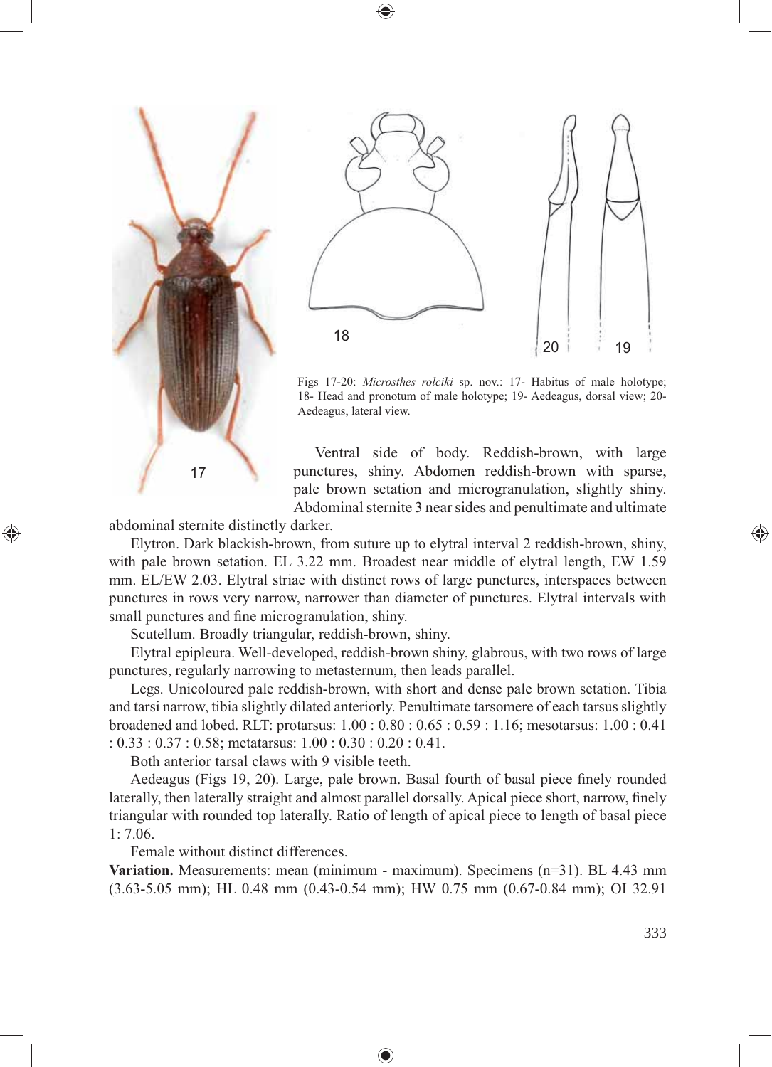Figs 17-20: *Microsthes rolciki* sp. nov.: 17- Habitus of male holotype; 18- Head and pronotum of male holotype; 19- Aedeagus, dorsal view; 20- Aedeagus, lateral view.

Ventral side of body. Reddish-brown, with large punctures, shiny. Abdomen reddish-brown with sparse, pale brown setation and microgranulation, slightly shiny. Abdominal sternite 3 near sides and penultimate and ultimate abdominal sternite distinctly darker.

Elytron. Dark blackish-brown, from suture up to elytral interval 2 reddish-brown, shiny, with pale brown setation. EL 3.22 mm. Broadest near middle of elytral length, EW 1.59 mm. EL/EW 2.03. Elytral striae with distinct rows of large punctures, interspaces between punctures in rows very narrow, narrower than diameter of punctures. Elytral intervals with small punctures and fine microgranulation, shiny.

Scutellum. Broadly triangular, reddish-brown, shiny.

Elytral epipleura. Well-developed, reddish-brown shiny, glabrous, with two rows of large punctures, regularly narrowing to metasternum, then leads parallel.

Legs. Unicoloured pale reddish-brown, with short and dense pale brown setation. Tibia and tarsi narrow, tibia slightly dilated anteriorly. Penultimate tarsomere of each tarsus slightly broadened and lobed. RLT: protarsus: 1.00 : 0.80 : 0.65 : 0.59 : 1.16; mesotarsus: 1.00 : 0.41 : 0.33 : 0.37 : 0.58; metatarsus: 1.00 : 0.30 : 0.20 : 0.41.

Both anterior tarsal claws with 9 visible teeth.

Aedeagus (Figs 19, 20). Large, pale brown. Basal fourth of basal piece finely rounded laterally, then laterally straight and almost parallel dorsally. Apical piece short, narrow, finely triangular with rounded top laterally. Ratio of length of apical piece to length of basal piece 1: 7.06.

Female without distinct differences.

**Variation.** Measurements: mean (minimum - maximum). Specimens (n=31). BL 4.43 mm (3.63-5.05 mm); HL 0.48 mm (0.43-0.54 mm); HW 0.75 mm (0.67-0.84 mm); OI 32.91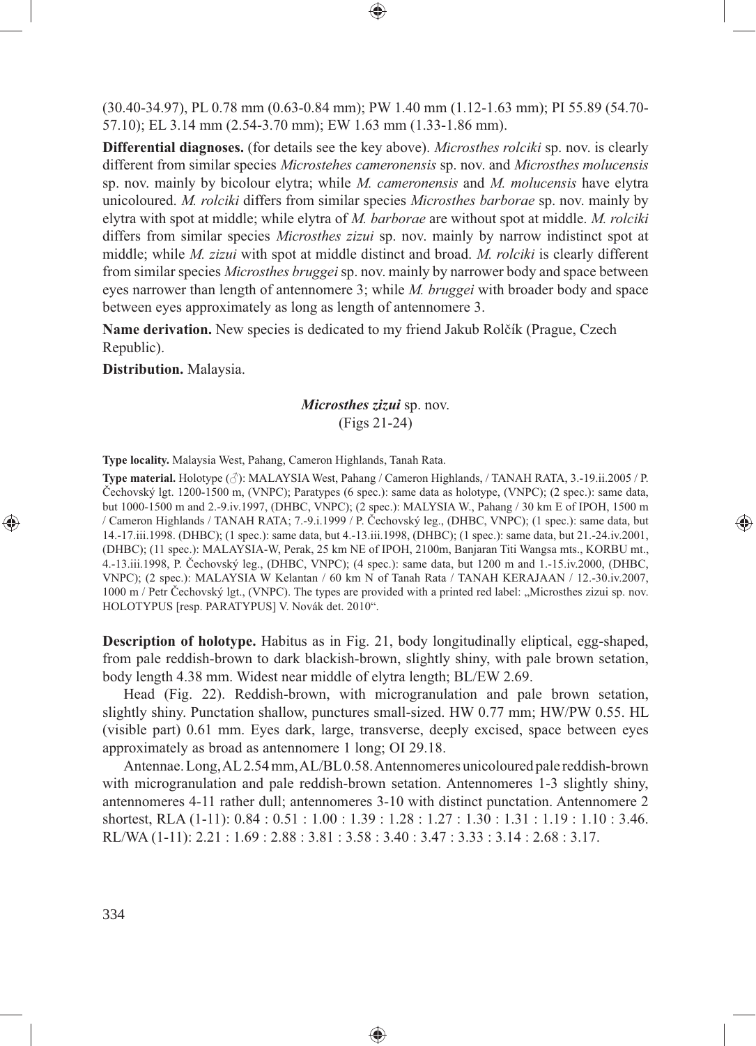(30.40-34.97), PL 0.78 mm (0.63-0.84 mm); PW 1.40 mm (1.12-1.63 mm); PI 55.89 (54.70-57.10); EL 3.14 mm (2.54-3.70 mm); EW 1.63 mm (1.33-1.86 mm).

**Differential diagnoses.** (for details see the key above). *Microsthes rolciki* sp. nov. is clearly different from similar species *Microstehes cameronensis* sp. nov. and *Microsthes molucensis* sp. nov. mainly by bicolour elytra; while *M. cameronensis* and *M. molucensis* have elytra unicoloured. *M. rolciki* differs from similar species *Microsthes barborae* sp. nov. mainly by elytra with spot at middle; while elytra of *M. barborae* are without spot at middle. *M. rolciki* differs from similar species *Microsthes zizui* sp. nov. mainly by narrow indistinct spot at middle; while *M. zizui* with spot at middle distinct and broad. *M. rolciki* is clearly different from similar species *Microsthes bruggei* sp. nov. mainly by narrower body and space between eyes narrower than length of antennomere 3; while *M. bruggei* with broader body and space between eyes approximately as long as length of antennomere 3.

**Name derivation.** New species is dedicated to my friend Jakub Rolčík (Prague, Czech Republic).

**Distribution.** Malaysia.

## *Microsthes zizui* sp. nov.

(Figs 21-24)

**Type locality.** Malaysia West, Pahang, Cameron Highlands, Tanah Rata.

**Type material.** Holotype (♂): MALAYSIA West, Pahang / Cameron Highlands, / TANAH RATA, 3.-19.ii.2005 / P. Čechovský lgt. 1200-1500 m, (VNPC); Paratypes (6 spec.): same data as holotype, (VNPC); (2 spec.): same data, but 1000-1500 m and 2.-9.iv.1997, (DHBC, VNPC); (2 spec.): MALYSIA W., Pahang / 30 km E of IPOH, 1500 m / Cameron Highlands / TANAH RATA; 7.-9.i.1999 / P. Čechovský leg., (DHBC, VNPC); (1 spec.): same data, but 14.-17.iii.1998. (DHBC); (1 spec.): same data, but 4.-13.iii.1998, (DHBC); (1 spec.): same data, but 21.-24.iv.2001, (DHBC); (11 spec.): MALAYSIA-W, Perak, 25 km NE of IPOH, 2100m, Banjaran Titi Wangsa mts., KORBU mt., 4.-13.iii.1998, P. Čechovský leg., (DHBC, VNPC); (4 spec.): same data, but 1200 m and 1.-15.iv.2000, (DHBC, VNPC); (2 spec.): MALAYSIA W Kelantan / 60 km N of Tanah Rata / TANAH KERAJAAN / 12.-30.iv.2007, 1000 m / Petr Čechovský lgt., (VNPC). The types are provided with a printed red label: „Microsthes zizui sp. nov. HOLOTYPUS [resp. PARATYPUS] V. Novák det. 2010".

**Description of holotype.** Habitus as in Fig. 21, body longitudinally eliptical, egg-shaped, from pale reddish-brown to dark blackish-brown, slightly shiny, with pale brown setation, body length 4.38 mm. Widest near middle of elytra length; BL/EW 2.69.

Head (Fig. 22). Reddish-brown, with microgranulation and pale brown setation, slightly shiny. Punctation shallow, punctures small-sized. HW 0.77 mm; HW/PW 0.55. HL (visible part) 0.61 mm. Eyes dark, large, transverse, deeply excised, space between eyes approximately as broad as antennomere 1 long; OI 29.18.

Antennae. Long, AL 2.54 mm, AL/BL 0.58. Antennomeres unicoloured pale reddish-brown with microgranulation and pale reddish-brown setation. Antennomeres 1-3 slightly shiny, antennomeres 4-11 rather dull; antennomeres 3-10 with distinct punctation. Antennomere 2 shortest, RLA (1-11): 0.84 : 0.51 : 1.00 : 1.39 : 1.28 : 1.27 : 1.30 : 1.31 : 1.19 : 1.10 : 3.46. RL/WA (1-11): 2.21 : 1.69 : 2.88 : 3.81 : 3.58 : 3.40 : 3.47 : 3.33 : 3.14 : 2.68 : 3.17.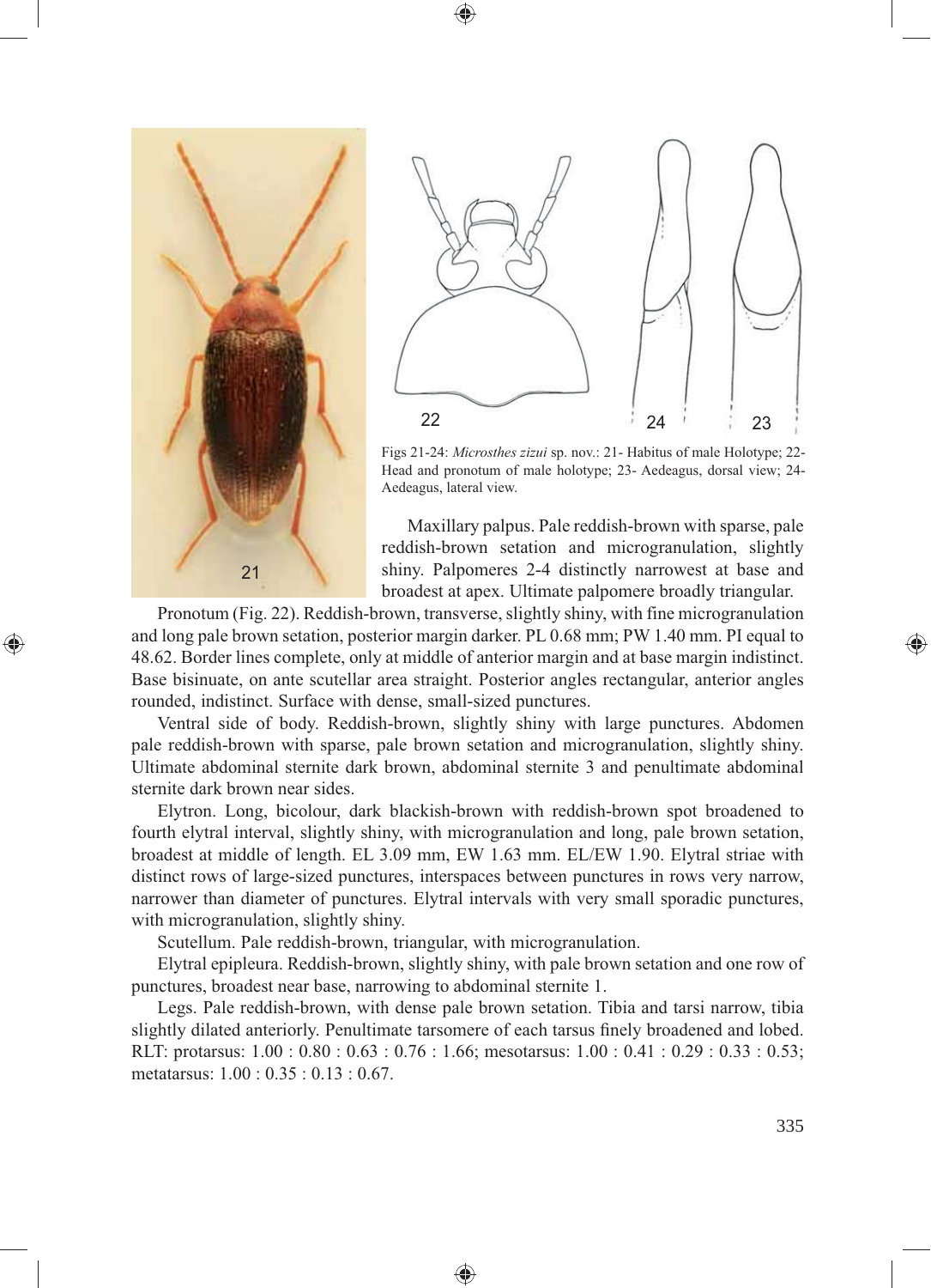Figs 21-24: *Microsthes zizui* sp. nov.: 21- Habitus of male Holotype; 22- Head and pronotum of male holotype; 23- Aedeagus, dorsal view; 24- Aedeagus, lateral view.

Maxillary palpus. Pale reddish-brown with sparse, pale reddish-brown setation and microgranulation, slightly shiny. Palpomeres 2-4 distinctly narrowest at base and broadest at apex. Ultimate palpomere broadly triangular.

Pronotum (Fig. 22). Reddish-brown, transverse, slightly shiny, with fine microgranulation and long pale brown setation, posterior margin darker. PL 0.68 mm; PW 1.40 mm. PI equal to 48.62. Border lines complete, only at middle of anterior margin and at base margin indistinct. Base bisinuate, on ante scutellar area straight. Posterior angles rectangular, anterior angles rounded, indistinct. Surface with dense, small-sized punctures.

Ventral side of body. Reddish-brown, slightly shiny with large punctures. Abdomen pale reddish-brown with sparse, pale brown setation and microgranulation, slightly shiny. Ultimate abdominal sternite dark brown, abdominal sternite 3 and penultimate abdominal sternite dark brown near sides.

Elytron. Long, bicolour, dark blackish-brown with reddish-brown spot broadened to fourth elytral interval, slightly shiny, with microgranulation and long, pale brown setation, broadest at middle of length. EL 3.09 mm, EW 1.63 mm. EL/EW 1.90. Elytral striae with distinct rows of large-sized punctures, interspaces between punctures in rows very narrow, narrower than diameter of punctures. Elytral intervals with very small sporadic punctures, with microgranulation, slightly shiny.

Scutellum. Pale reddish-brown, triangular, with microgranulation.

Elytral epipleura. Reddish-brown, slightly shiny, with pale brown setation and one row of punctures, broadest near base, narrowing to abdominal sternite 1.

Legs. Pale reddish-brown, with dense pale brown setation. Tibia and tarsi narrow, tibia slightly dilated anteriorly. Penultimate tarsomere of each tarsus finely broadened and lobed. RLT: protarsus: 1.00 : 0.80 : 0.63 : 0.76 : 1.66; mesotarsus: 1.00 : 0.41 : 0.29 : 0.33 : 0.53; metatarsus: 1.00 : 0.35 : 0.13 : 0.67.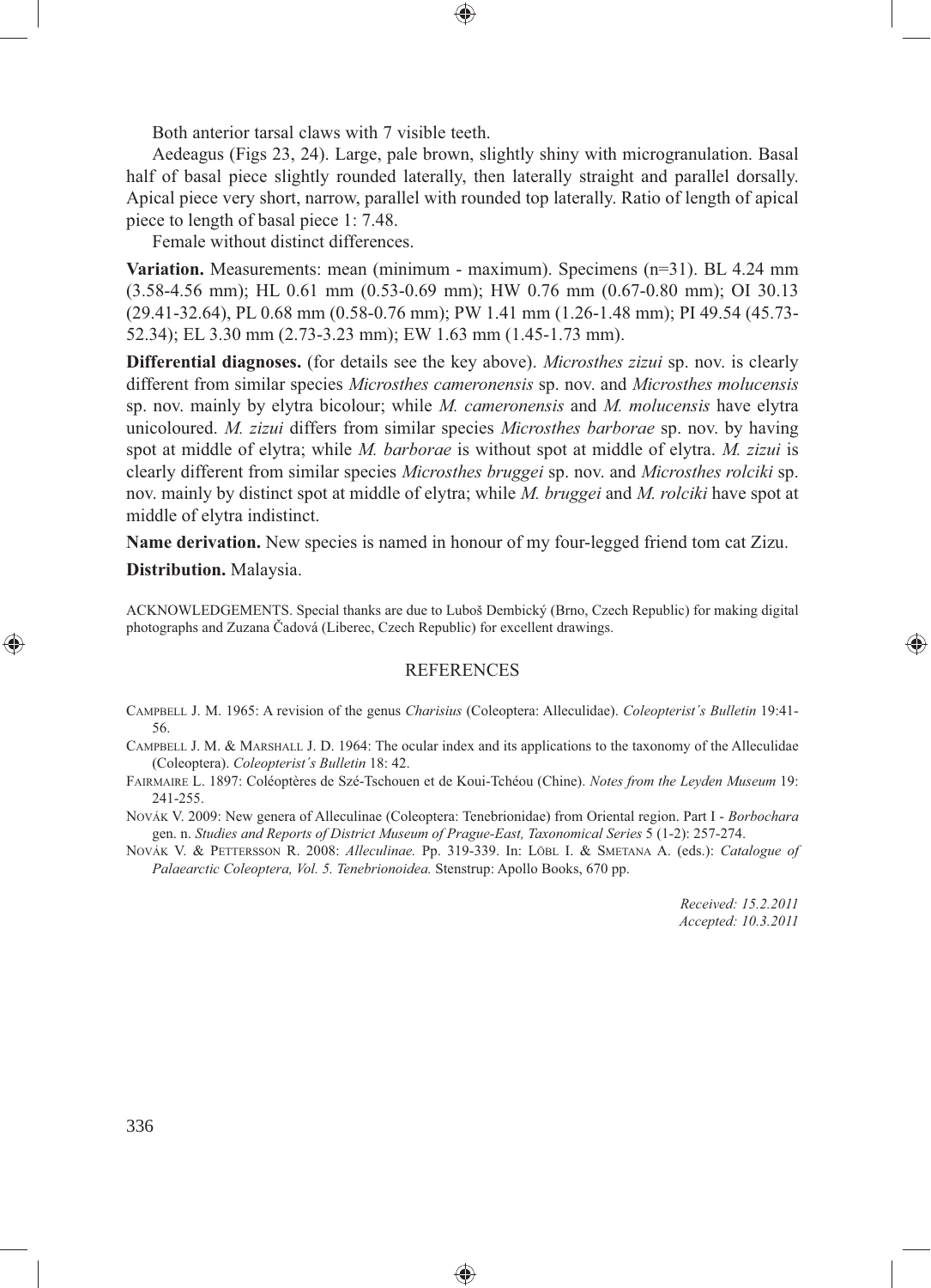Both anterior tarsal claws with 7 visible teeth.

Aedeagus (Figs 23, 24). Large, pale brown, slightly shiny with microgranulation. Basal half of basal piece slightly rounded laterally, then laterally straight and parallel dorsally. Apical piece very short, narrow, parallel with rounded top laterally. Ratio of length of apical piece to length of basal piece 1: 7.48.

Female without distinct differences.

**Variation.** Measurements: mean (minimum - maximum). Specimens (n=31). BL 4.24 mm (3.58-4.56 mm); HL 0.61 mm (0.53-0.69 mm); HW 0.76 mm (0.67-0.80 mm); OI 30.13 (29.41-32.64), PL 0.68 mm (0.58-0.76 mm); PW 1.41 mm (1.26-1.48 mm); PI 49.54 (45.73-52.34); EL 3.30 mm (2.73-3.23 mm); EW 1.63 mm (1.45-1.73 mm).

**Differential diagnoses.** (for details see the key above). *Microsthes zizui* sp. nov. is clearly different from similar species *Microsthes cameronensis* sp. nov. and *Microsthes molucensis* sp. nov. mainly by elytra bicolour; while *M. cameronensis* and *M. molucensis* have elytra unicoloured. *M. zizui* differs from similar species *Microsthes barborae* sp. nov. by having spot at middle of elytra; while *M. barborae* is without spot at middle of elytra. *M. zizui* is clearly different from similar species *Microsthes bruggei* sp. nov. and *Microsthes rolciki* sp. nov. mainly by distinct spot at middle of elytra; while *M. bruggei* and *M. rolciki* have spot at middle of elytra indistinct.

**Name derivation.** New species is named in honour of my four-legged friend tom cat Zizu.

**Distribution.** Malaysia.

ACKNOWLEDGEMENTS. Special thanks are due to Luboš Dembický (Brno, Czech Republic) for making digital photographs and Zuzana Čadová (Liberec, Czech Republic) for excellent drawings.

## REFERENCES

Campbell J. M. 1965: A revision of the genus *Charisius* (Coleoptera: Alleculidae). *Coleopterist´s Bulletin* 19:41-56.

Campbell J. M. & Marshall J. D. 1964: The ocular index and its applications to the taxonomy of the Alleculidae (Coleoptera). *Coleopterist´s Bulletin* 18: 42.

Fairmaire L. 1897: Coléoptères de Szé-Tschouen et de Koui-Tchéou (Chine). *Notes from the Leyden Museum* 19: 241-255.

Novák V. 2009: New genera of Alleculinae (Coleoptera: Tenebrionidae) from Oriental region. Part I - *Borbochara* gen. n. *Studies and Reports of District Museum of Prague-East, Taxonomical Series* 5 (1-2): 257-274.

Novák V. & Pettersson R. 2008: *Alleculinae.* Pp. 319-339. In: Löbl I. & Smetana A. (eds.): *Catalogue of Palaearctic Coleoptera, Vol. 5. Tenebrionoidea.* Stenstrup: Apollo Books, 670 pp.

*Received: 15.2.2011*
*Accepted: 10.3.2011*